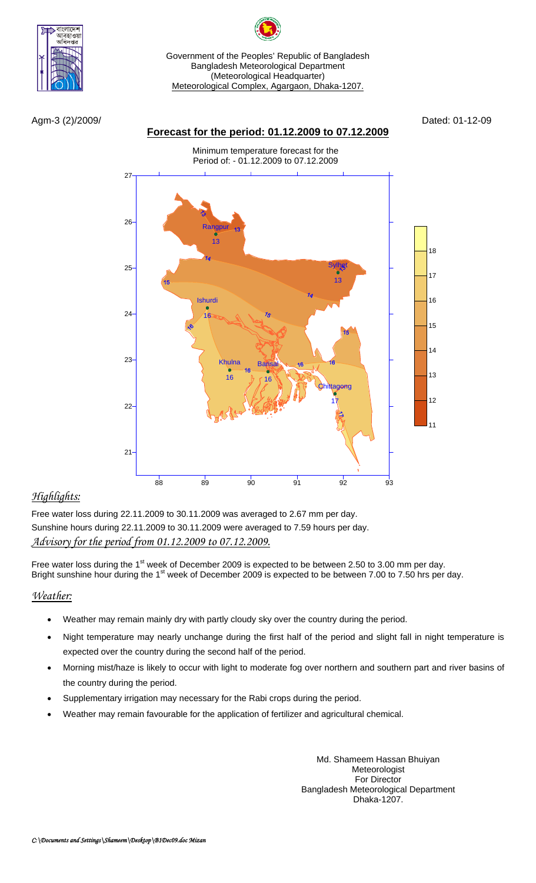Government of the Peoples' Republic of Bangladesh
Bangladesh Meteorological Department
(Meteorological Headquarter)
Meteorological Complex, Agargaon, Dhaka-1207.

Agm-3 (2)/2009/ Dated: 01-12-09

## Forecast for the period: 01.12.2009 to 07.12.2009

Minimum temperature forecast for the Period of: - 01.12.2009 to 07.12.2009

## *Highlights:*

Free water loss during 22.11.2009 to 30.11.2009 was averaged to 2.67 mm per day.
Sunshine hours during 22.11.2009 to 30.11.2009 were averaged to 7.59 hours per day.

## *Advisory for the period from 01.12.2009 to 07.12.2009.*

Free water loss during the 1st week of December 2009 is expected to be between 2.50 to 3.00 mm per day.
Bright sunshine hour during the 1st week of December 2009 is expected to be between 7.00 to 7.50 hrs per day.

## *Weather:*

- Weather may remain mainly dry with partly cloudy sky over the country during the period.
- Night temperature may nearly unchange during the first half of the period and slight fall in night temperature is expected over the country during the second half of the period.
- Morning mist/haze is likely to occur with light to moderate fog over northern and southern part and river basins of the country during the period.
- Supplementary irrigation may necessary for the Rabi crops during the period.
- Weather may remain favourable for the application of fertilizer and agricultural chemical.

Md. Shameem Hassan Bhuiyan
Meteorologist
For Director
Bangladesh Meteorological Department
Dhaka-1207.

*C:\Documents and Settings\Shameem\Desktop\B1Dec09.doc Mizan*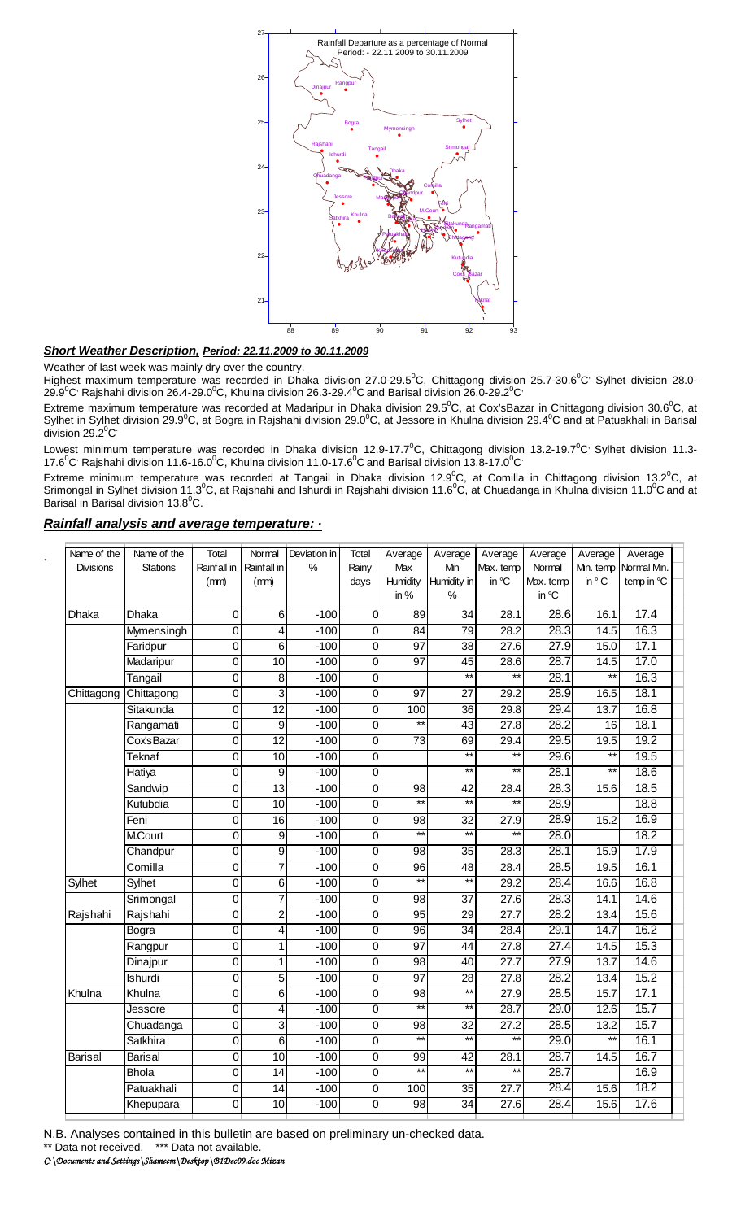Rainfall Departure as a percentage of Normal
Period: - 22.11.2009 to 30.11.2009

27, 26, 25, 24, 23, 22, 21
88, 89, 90, 91, 92, 93

Dinajpur, Rangpur, Bogra, Mymensingh, Sylhet, Rajshahi, Ishurdi, Tangail, Srimongal, Chuadanga, Faridpur, Dhaka, Comilla, Chandpur, Jessore, Madaripur, Feni, Satkhira, Khulna, Barisal, M.Court, Sitakunda, Rangamati, Patuakhali, Hatiya, Sandwip, Chittagong, Khepupara, Kutubdia, Cox's Bazar, Teknaf

### *Short Weather Description, Period: 22.11.2009 to 30.11.2009*

Weather of last week was mainly dry over the country.

Highest maximum temperature was recorded in Dhaka division 27.0-29.5$^0$C, Chittagong division 25.7-30.6$^0$C, Sylhet division 28.0-29.9$^0$C, Rajshahi division 26.4-29.0$^0$C, Khulna division 26.3-29.4$^0$C and Barisal division 26.0-29.2$^0$C.

Extreme maximum temperature was recorded at Madaripur in Dhaka division 29.5$^0$C, at Cox'sBazar in Chittagong division 30.6$^0$C, at Sylhet in Sylhet division 29.9$^0$C, at Bogra in Rajshahi division 29.0$^0$C, at Jessore in Khulna division 29.4$^0$C and at Patuakhali in Barisal division 29.2$^0$C.

Lowest minimum temperature was recorded in Dhaka division 12.9-17.7$^0$C, Chittagong division 13.2-19.7$^0$C, Sylhet division 11.3-17.6$^0$C, Rajshahi division 11.6-16.0$^0$C, Khulna division 11.0-17.6$^0$C and Barisal division 13.8-17.0$^0$C.

Extreme minimum temperature was recorded at Tangail in Dhaka division 12.9$^0$C, at Comilla in Chittagong division 13.2$^0$C, at Srimongal in Sylhet division 11.3$^0$C, at Rajshahi and Ishurdi in Rajshahi division 11.6$^0$C, at Chuadanga in Khulna division 11.0$^0$C and at Barisal in Barisal division 13.8$^0$C.

### *Rainfall analysis and average temperature: -*

| Name of the Divisions | Name of the Stations | Total Rainfall in (mm) | Normal Rainfall in (mm) | Deviation in % | Total Rainy days | Average Max Humidity in % | Average Min Humidity in % | Average Max. temp in °C | Average Normal Max. temp in °C | Average Min. temp in ° C | Average Normal Min. temp in °C |
|---|---|---|---|---|---|---|---|---|---|---|---|
| Dhaka | Dhaka | 0 | 6 | -100 | 0 | 89 | 34 | 28.1 | 28.6 | 16.1 | 17.4 |
| | Mymensingh | 0 | 4 | -100 | 0 | 84 | 79 | 28.2 | 28.3 | 14.5 | 16.3 |
| | Faridpur | 0 | 6 | -100 | 0 | 97 | 38 | 27.6 | 27.9 | 15.0 | 17.1 |
| | Madaripur | 0 | 10 | -100 | 0 | 97 | 45 | 28.6 | 28.7 | 14.5 | 17.0 |
| | Tangail | 0 | 8 | -100 | 0 | | ** | ** | 28.1 | ** | 16.3 |
| Chittagong | Chittagong | 0 | 3 | -100 | 0 | 97 | 27 | 29.2 | 28.9 | 16.5 | 18.1 |
| | Sitakunda | 0 | 12 | -100 | 0 | 100 | 36 | 29.8 | 29.4 | 13.7 | 16.8 |
| | Rangamati | 0 | 9 | -100 | 0 | ** | 43 | 27.8 | 28.2 | 16 | 18.1 |
| | Cox'sBazar | 0 | 12 | -100 | 0 | 73 | 69 | 29.4 | 29.5 | 19.5 | 19.2 |
| | Teknaf | 0 | 10 | -100 | 0 | | ** | ** | 29.6 | ** | 19.5 |
| | Hatiya | 0 | 9 | -100 | 0 | | ** | ** | 28.1 | ** | 18.6 |
| | Sandwip | 0 | 13 | -100 | 0 | 98 | 42 | 28.4 | 28.3 | 15.6 | 18.5 |
| | Kutubdia | 0 | 10 | -100 | 0 | ** | ** | ** | 28.9 | | 18.8 |
| | Feni | 0 | 16 | -100 | 0 | 98 | 32 | 27.9 | 28.9 | 15.2 | 16.9 |
| | M.Court | 0 | 9 | -100 | 0 | ** | ** | ** | 28.0 | | 18.2 |
| | Chandpur | 0 | 9 | -100 | 0 | 98 | 35 | 28.3 | 28.1 | 15.9 | 17.9 |
| | Comilla | 0 | 7 | -100 | 0 | 96 | 48 | 28.4 | 28.5 | 19.5 | 16.1 |
| Sylhet | Sylhet | 0 | 6 | -100 | 0 | ** | ** | 29.2 | 28.4 | 16.6 | 16.8 |
| | Srimongal | 0 | 7 | -100 | 0 | 98 | 37 | 27.6 | 28.3 | 14.1 | 14.6 |
| Rajshahi | Rajshahi | 0 | 2 | -100 | 0 | 95 | 29 | 27.7 | 28.2 | 13.4 | 15.6 |
| | Bogra | 0 | 4 | -100 | 0 | 96 | 34 | 28.4 | 29.1 | 14.7 | 16.2 |
| | Rangpur | 0 | 1 | -100 | 0 | 97 | 44 | 27.8 | 27.4 | 14.5 | 15.3 |
| | Dinajpur | 0 | 1 | -100 | 0 | 98 | 40 | 27.7 | 27.9 | 13.7 | 14.6 |
| | Ishurdi | 0 | 5 | -100 | 0 | 97 | 28 | 27.8 | 28.2 | 13.4 | 15.2 |
| Khulna | Khulna | 0 | 6 | -100 | 0 | 98 | ** | 27.9 | 28.5 | 15.7 | 17.1 |
| | Jessore | 0 | 4 | -100 | 0 | ** | ** | 28.7 | 29.0 | 12.6 | 15.7 |
| | Chuadanga | 0 | 3 | -100 | 0 | 98 | 32 | 27.2 | 28.5 | 13.2 | 15.7 |
| | Satkhira | 0 | 6 | -100 | 0 | ** | ** | ** | 29.0 | ** | 16.1 |
| Barisal | Barisal | 0 | 10 | -100 | 0 | 99 | 42 | 28.1 | 28.7 | 14.5 | 16.7 |
| | Bhola | 0 | 14 | -100 | 0 | ** | ** | ** | 28.7 | | 16.9 |
| | Patuakhali | 0 | 14 | -100 | 0 | 100 | 35 | 27.7 | 28.4 | 15.6 | 18.2 |
| | Khepupara | 0 | 10 | -100 | 0 | 98 | 34 | 27.6 | 28.4 | 15.6 | 17.6 |

N.B. Analyses contained in this bulletin are based on preliminary un-checked data.

** Data not received. *** Data not available.

*C:\Documents and Settings\Shameem\Desktop\B1Dec09.doc Mizan*